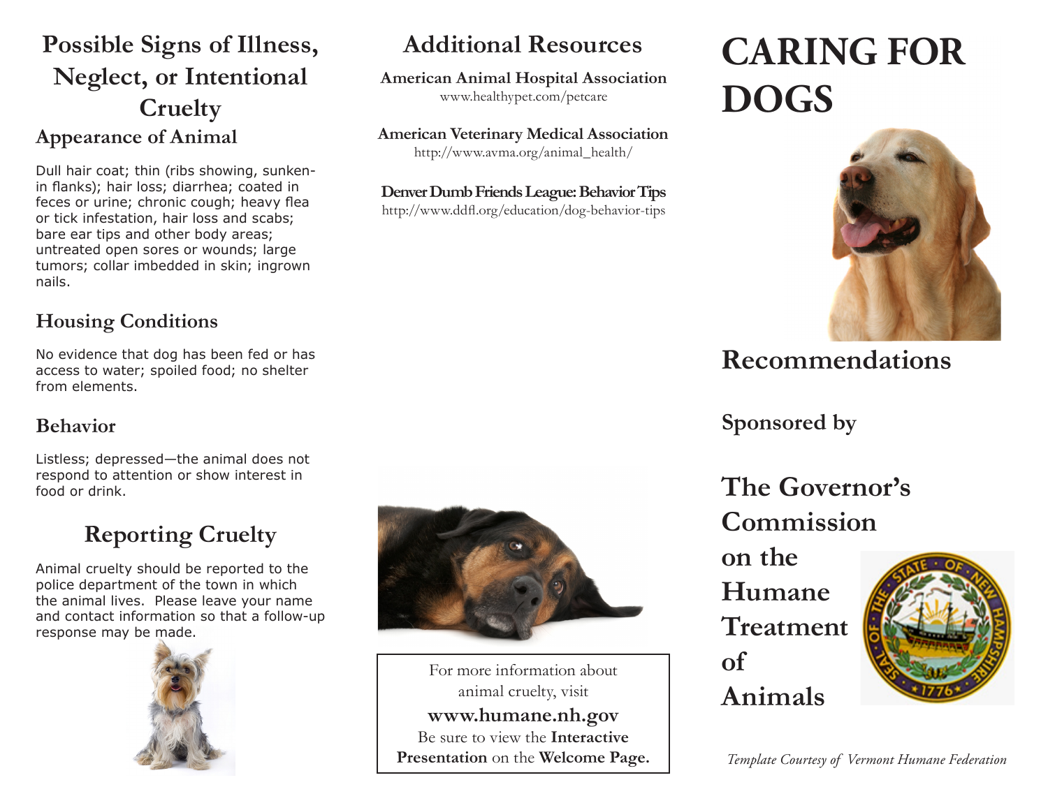## Possible Signs of Illness, Neglect, or Intentional Cruelty

### Appearance of Animal

Dull hair coat; thin (ribs showing, sunken-in flanks); hair loss; diarrhea; coated in feces or urine; chronic cough; heavy flea or tick infestation, hair loss and scabs; bare ear tips and other body areas; untreated open sores or wounds; large tumors; collar imbedded in skin; ingrown nails.

### Housing Conditions

No evidence that dog has been fed or has access to water; spoiled food; no shelter from elements.

### Behavior

Listless; depressed—the animal does not respond to attention or show interest in food or drink.

## Reporting Cruelty

Animal cruelty should be reported to the police department of the town in which the animal lives. Please leave your name and contact information so that a follow-up response may be made.

## Additional Resources

**American Animal Hospital Association**
www.healthypet.com/petcare

**American Veterinary Medical Association**
http://www.avma.org/animal_health/

**Denver Dumb Friends League: Behavior Tips**
http://www.ddfl.org/education/dog-behavior-tips

For more information about animal cruelty, visit
**www.humane.nh.gov**
Be sure to view the **Interactive Presentation** on the **Welcome Page.**

# CARING FOR DOGS

## Recommendations

**Sponsored by**

## The Governor's Commission on the Humane Treatment of Animals

*Template Courtesy of Vermont Humane Federation*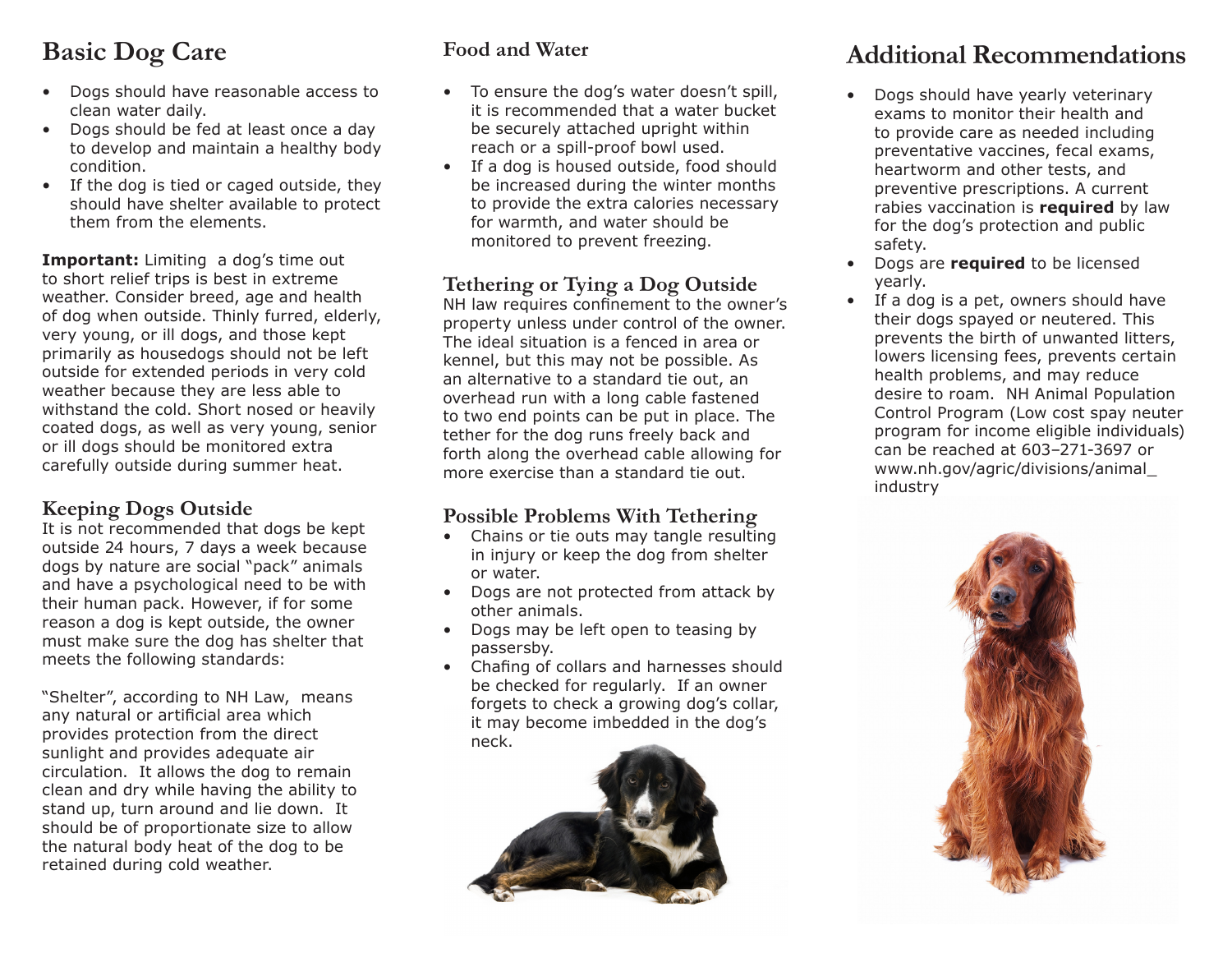## Basic Dog Care

- Dogs should have reasonable access to clean water daily.
- Dogs should be fed at least once a day to develop and maintain a healthy body condition.
- If the dog is tied or caged outside, they should have shelter available to protect them from the elements.

**Important:** Limiting a dog's time out to short relief trips is best in extreme weather. Consider breed, age and health of dog when outside. Thinly furred, elderly, very young, or ill dogs, and those kept primarily as housedogs should not be left outside for extended periods in very cold weather because they are less able to withstand the cold. Short nosed or heavily coated dogs, as well as very young, senior or ill dogs should be monitored extra carefully outside during summer heat.

### Keeping Dogs Outside

It is not recommended that dogs be kept outside 24 hours, 7 days a week because dogs by nature are social "pack" animals and have a psychological need to be with their human pack. However, if for some reason a dog is kept outside, the owner must make sure the dog has shelter that meets the following standards:

"Shelter", according to NH Law, means any natural or artificial area which provides protection from the direct sunlight and provides adequate air circulation. It allows the dog to remain clean and dry while having the ability to stand up, turn around and lie down. It should be of proportionate size to allow the natural body heat of the dog to be retained during cold weather.

### Food and Water

- To ensure the dog's water doesn't spill, it is recommended that a water bucket be securely attached upright within reach or a spill-proof bowl used.
- If a dog is housed outside, food should be increased during the winter months to provide the extra calories necessary for warmth, and water should be monitored to prevent freezing.

### Tethering or Tying a Dog Outside

NH law requires confinement to the owner's property unless under control of the owner. The ideal situation is a fenced in area or kennel, but this may not be possible. As an alternative to a standard tie out, an overhead run with a long cable fastened to two end points can be put in place. The tether for the dog runs freely back and forth along the overhead cable allowing for more exercise than a standard tie out.

### Possible Problems With Tethering

- Chains or tie outs may tangle resulting in injury or keep the dog from shelter or water.
- Dogs are not protected from attack by other animals.
- Dogs may be left open to teasing by passersby.
- Chafing of collars and harnesses should be checked for regularly. If an owner forgets to check a growing dog's collar, it may become imbedded in the dog's neck.

## Additional Recommendations

- Dogs should have yearly veterinary exams to monitor their health and to provide care as needed including preventative vaccines, fecal exams, heartworm and other tests, and preventive prescriptions. A current rabies vaccination is **required** by law for the dog's protection and public safety.
- Dogs are **required** to be licensed yearly.
- If a dog is a pet, owners should have their dogs spayed or neutered. This prevents the birth of unwanted litters, lowers licensing fees, prevents certain health problems, and may reduce desire to roam. NH Animal Population Control Program (Low cost spay neuter program for income eligible individuals) can be reached at 603–271-3697 or www.nh.gov/agric/divisions/animal_industry